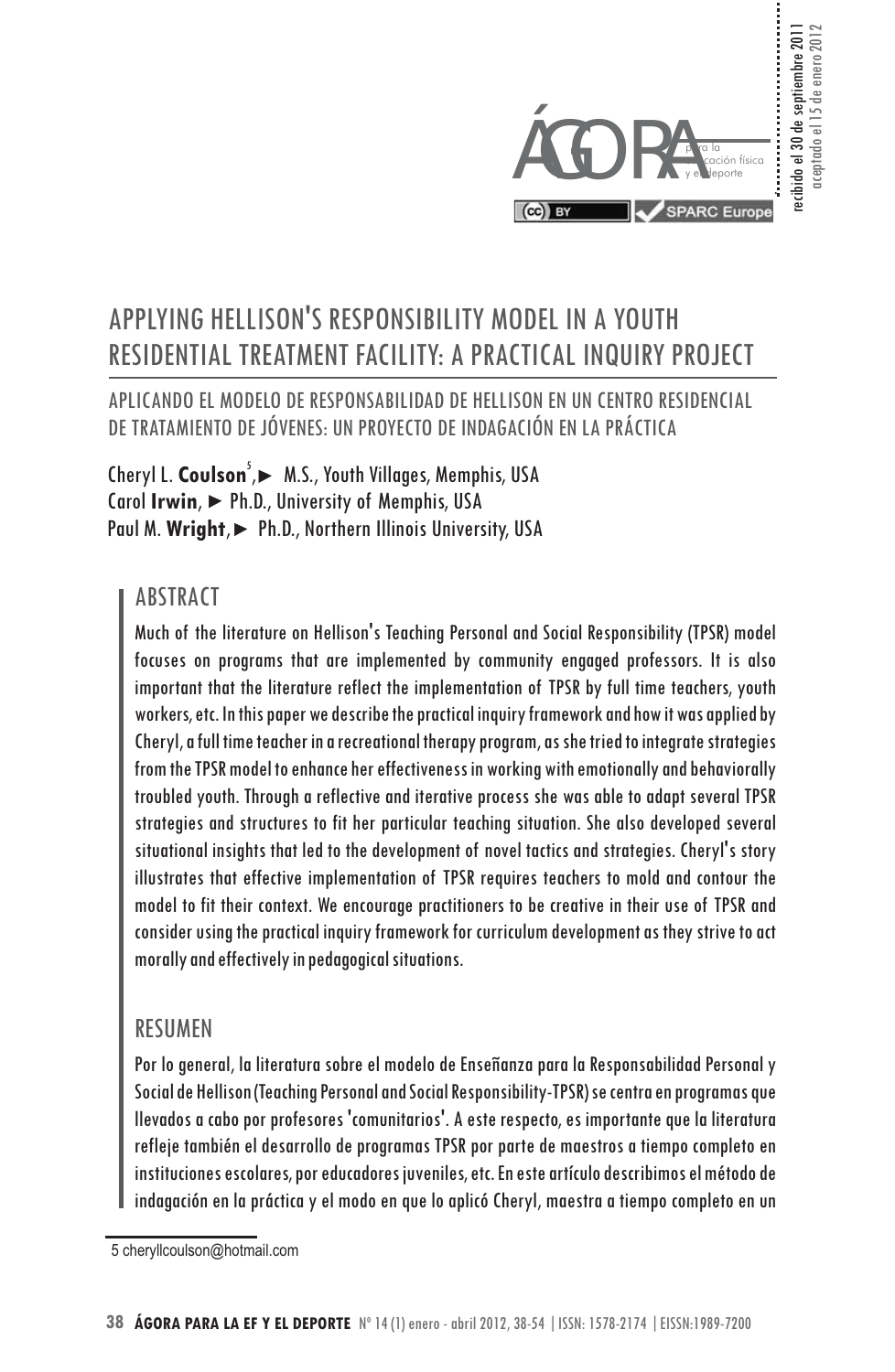recibido el 30 de septiembre 2011
aceptado el 15 de enero 2012

# APPLYING HELLISON'S RESPONSIBILITY MODEL IN A YOUTH RESIDENTIAL TREATMENT FACILITY: A PRACTICAL INQUIRY PROJECT

## APLICANDO EL MODELO DE RESPONSABILIDAD DE HELLISON EN UN CENTRO RESIDENCIAL DE TRATAMIENTO DE JÓVENES: UN PROYECTO DE INDAGACIÓN EN LA PRÁCTICA

Cheryl L. **Coulson**[5], ► M.S., Youth Villages, Memphis, USA
Carol **Irwin**, ► Ph.D., University of Memphis, USA
Paul M. **Wright**, ► Ph.D., Northern Illinois University, USA

## ABSTRACT

Much of the literature on Hellison's Teaching Personal and Social Responsibility (TPSR) model focuses on programs that are implemented by community engaged professors. It is also important that the literature reflect the implementation of TPSR by full time teachers, youth workers, etc. In this paper we describe the practical inquiry framework and how it was applied by Cheryl, a full time teacher in a recreational therapy program, as she tried to integrate strategies from the TPSR model to enhance her effectiveness in working with emotionally and behaviorally troubled youth. Through a reflective and iterative process she was able to adapt several TPSR strategies and structures to fit her particular teaching situation. She also developed several situational insights that led to the development of novel tactics and strategies. Cheryl's story illustrates that effective implementation of TPSR requires teachers to mold and contour the model to fit their context. We encourage practitioners to be creative in their use of TPSR and consider using the practical inquiry framework for curriculum development as they strive to act morally and effectively in pedagogical situations.

## RESUMEN

Por lo general, la literatura sobre el modelo de Enseñanza para la Responsabilidad Personal y Social de Hellison (Teaching Personal and Social Responsibility-TPSR) se centra en programas que llevados a cabo por profesores 'comunitarios'. A este respecto, es importante que la literatura refleje también el desarrollo de programas TPSR por parte de maestros a tiempo completo en instituciones escolares, por educadores juveniles, etc. En este artículo describimos el método de indagación en la práctica y el modo en que lo aplicó Cheryl, maestra a tiempo completo en un

5 cheryllcoulson@hotmail.com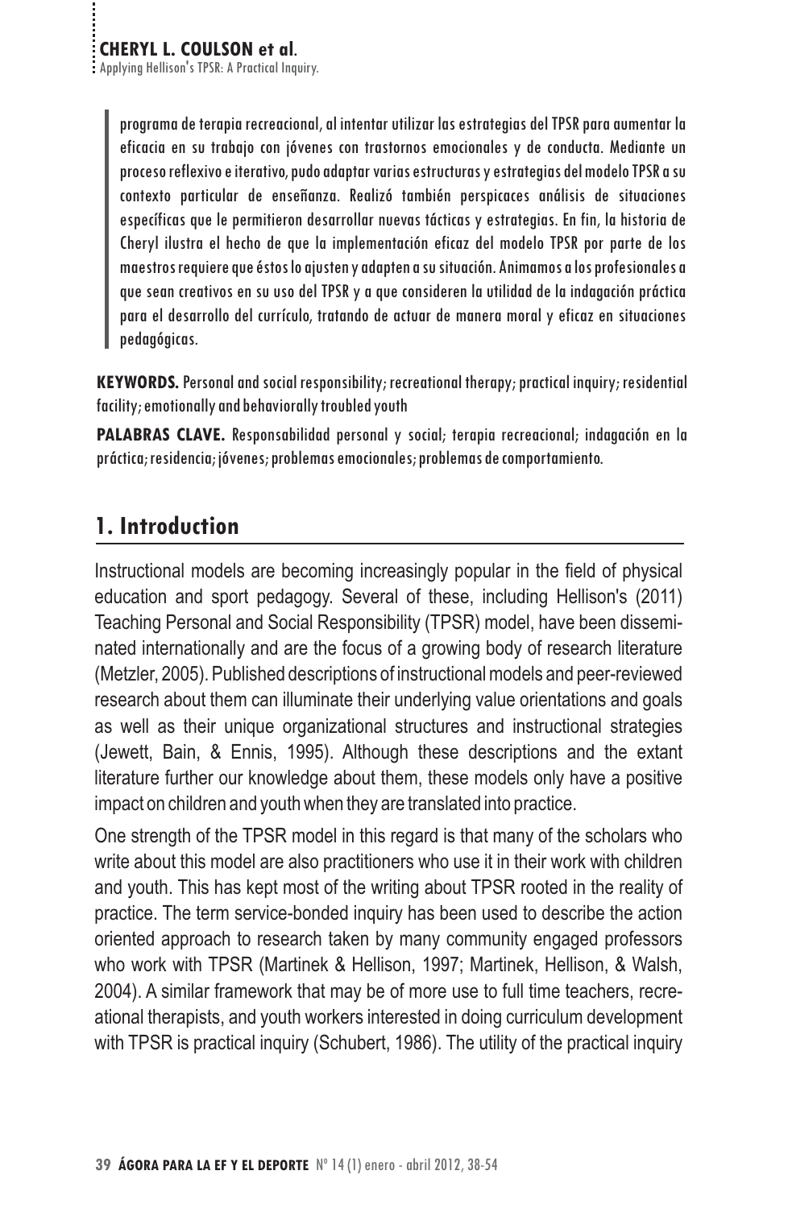programa de terapia recreacional, al intentar utilizar las estrategias del TPSR para aumentar la eficacia en su trabajo con jóvenes con trastornos emocionales y de conducta. Mediante un proceso reflexivo e iterativo, pudo adaptar varias estructuras y estrategias del modelo TPSR a su contexto particular de enseñanza. Realizó también perspicaces análisis de situaciones específicas que le permitieron desarrollar nuevas tácticas y estrategias. En fin, la historia de Cheryl ilustra el hecho de que la implementación eficaz del modelo TPSR por parte de los maestros requiere que éstos lo ajusten y adapten a su situación. Animamos a los profesionales a que sean creativos en su uso del TPSR y a que consideren la utilidad de la indagación práctica para el desarrollo del currículo, tratando de actuar de manera moral y eficaz en situaciones pedagógicas.

**KEYWORDS.** Personal and social responsibility; recreational therapy; practical inquiry; residential facility; emotionally and behaviorally troubled youth

**PALABRAS CLAVE.** Responsabilidad personal y social; terapia recreacional; indagación en la práctica; residencia; jóvenes; problemas emocionales; problemas de comportamiento.

## 1. Introduction

Instructional models are becoming increasingly popular in the field of physical education and sport pedagogy. Several of these, including Hellison's (2011) Teaching Personal and Social Responsibility (TPSR) model, have been disseminated internationally and are the focus of a growing body of research literature (Metzler, 2005). Published descriptions of instructional models and peer-reviewed research about them can illuminate their underlying value orientations and goals as well as their unique organizational structures and instructional strategies (Jewett, Bain, & Ennis, 1995). Although these descriptions and the extant literature further our knowledge about them, these models only have a positive impact on children and youth when they are translated into practice.

One strength of the TPSR model in this regard is that many of the scholars who write about this model are also practitioners who use it in their work with children and youth. This has kept most of the writing about TPSR rooted in the reality of practice. The term service-bonded inquiry has been used to describe the action oriented approach to research taken by many community engaged professors who work with TPSR (Martinek & Hellison, 1997; Martinek, Hellison, & Walsh, 2004). A similar framework that may be of more use to full time teachers, recreational therapists, and youth workers interested in doing curriculum development with TPSR is practical inquiry (Schubert, 1986). The utility of the practical inquiry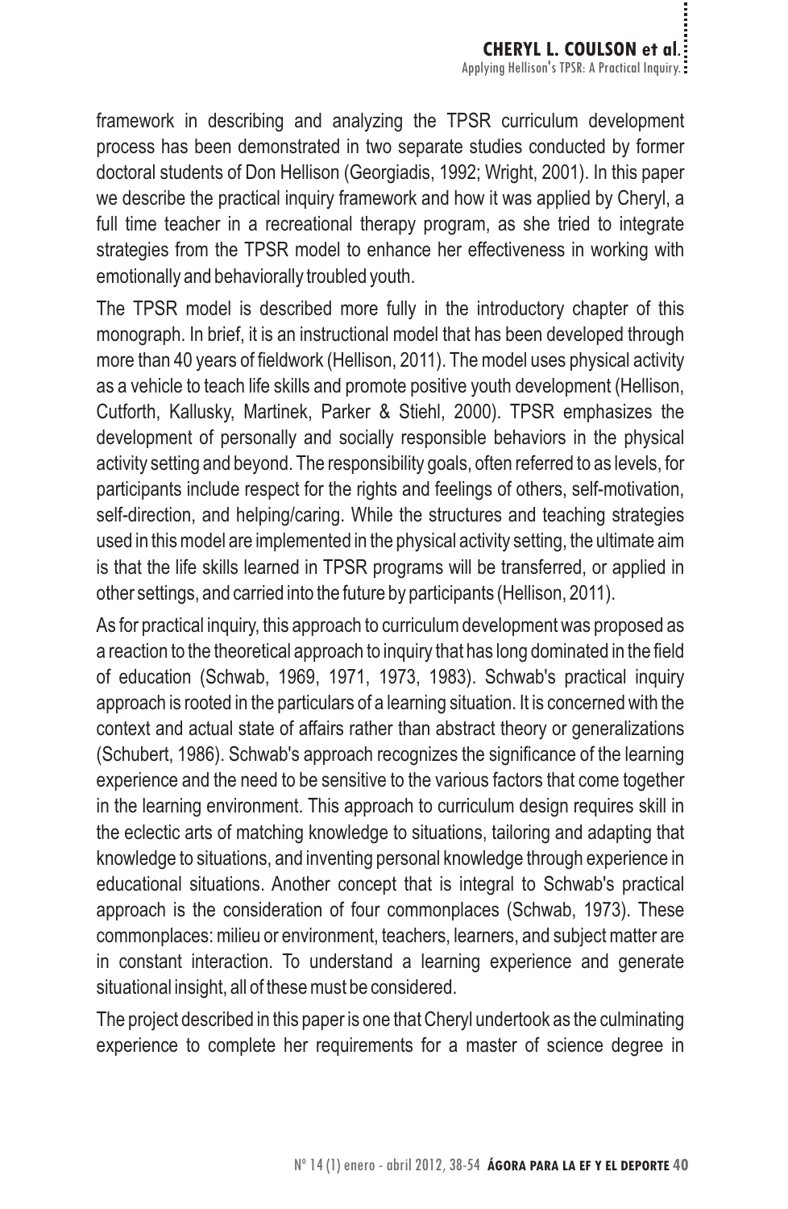framework in describing and analyzing the TPSR curriculum development process has been demonstrated in two separate studies conducted by former doctoral students of Don Hellison (Georgiadis, 1992; Wright, 2001). In this paper we describe the practical inquiry framework and how it was applied by Cheryl, a full time teacher in a recreational therapy program, as she tried to integrate strategies from the TPSR model to enhance her effectiveness in working with emotionally and behaviorally troubled youth.

The TPSR model is described more fully in the introductory chapter of this monograph. In brief, it is an instructional model that has been developed through more than 40 years of fieldwork (Hellison, 2011). The model uses physical activity as a vehicle to teach life skills and promote positive youth development (Hellison, Cutforth, Kallusky, Martinek, Parker & Stiehl, 2000). TPSR emphasizes the development of personally and socially responsible behaviors in the physical activity setting and beyond. The responsibility goals, often referred to as levels, for participants include respect for the rights and feelings of others, self-motivation, self-direction, and helping/caring. While the structures and teaching strategies used in this model are implemented in the physical activity setting, the ultimate aim is that the life skills learned in TPSR programs will be transferred, or applied in other settings, and carried into the future by participants (Hellison, 2011).

As for practical inquiry, this approach to curriculum development was proposed as a reaction to the theoretical approach to inquiry that has long dominated in the field of education (Schwab, 1969, 1971, 1973, 1983). Schwab's practical inquiry approach is rooted in the particulars of a learning situation. It is concerned with the context and actual state of affairs rather than abstract theory or generalizations (Schubert, 1986). Schwab's approach recognizes the significance of the learning experience and the need to be sensitive to the various factors that come together in the learning environment. This approach to curriculum design requires skill in the eclectic arts of matching knowledge to situations, tailoring and adapting that knowledge to situations, and inventing personal knowledge through experience in educational situations. Another concept that is integral to Schwab's practical approach is the consideration of four commonplaces (Schwab, 1973). These commonplaces: milieu or environment, teachers, learners, and subject matter are in constant interaction. To understand a learning experience and generate situational insight, all of these must be considered.

The project described in this paper is one that Cheryl undertook as the culminating experience to complete her requirements for a master of science degree in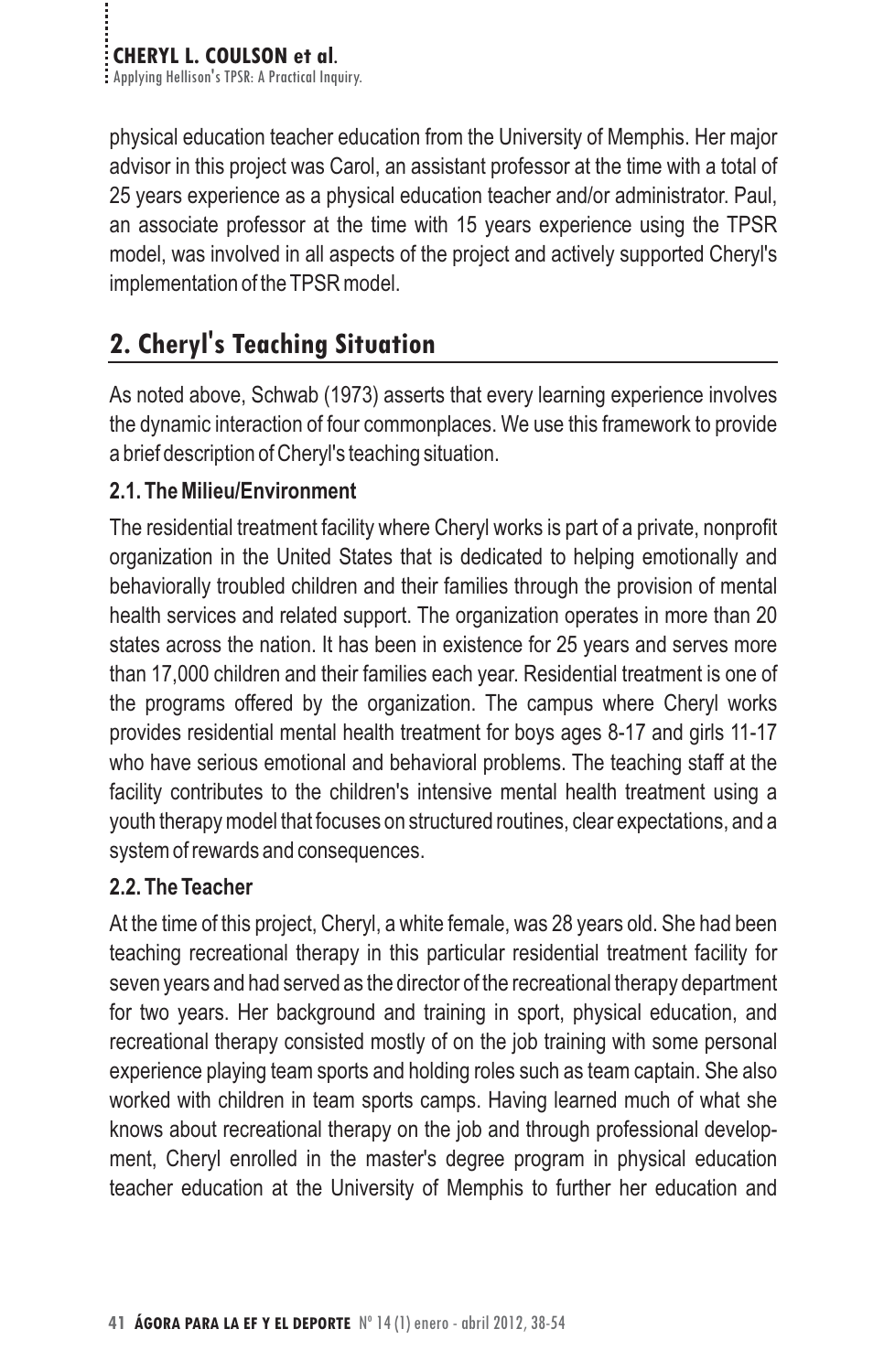physical education teacher education from the University of Memphis. Her major advisor in this project was Carol, an assistant professor at the time with a total of 25 years experience as a physical education teacher and/or administrator. Paul, an associate professor at the time with 15 years experience using the TPSR model, was involved in all aspects of the project and actively supported Cheryl's implementation of the TPSR model.

## 2. Cheryl's Teaching Situation

As noted above, Schwab (1973) asserts that every learning experience involves the dynamic interaction of four commonplaces. We use this framework to provide a brief description of Cheryl's teaching situation.

### 2.1. The Milieu/Environment

The residential treatment facility where Cheryl works is part of a private, nonprofit organization in the United States that is dedicated to helping emotionally and behaviorally troubled children and their families through the provision of mental health services and related support. The organization operates in more than 20 states across the nation. It has been in existence for 25 years and serves more than 17,000 children and their families each year. Residential treatment is one of the programs offered by the organization. The campus where Cheryl works provides residential mental health treatment for boys ages 8-17 and girls 11-17 who have serious emotional and behavioral problems. The teaching staff at the facility contributes to the children's intensive mental health treatment using a youth therapy model that focuses on structured routines, clear expectations, and a system of rewards and consequences.

### 2.2. The Teacher

At the time of this project, Cheryl, a white female, was 28 years old. She had been teaching recreational therapy in this particular residential treatment facility for seven years and had served as the director of the recreational therapy department for two years. Her background and training in sport, physical education, and recreational therapy consisted mostly of on the job training with some personal experience playing team sports and holding roles such as team captain. She also worked with children in team sports camps. Having learned much of what she knows about recreational therapy on the job and through professional development, Cheryl enrolled in the master's degree program in physical education teacher education at the University of Memphis to further her education and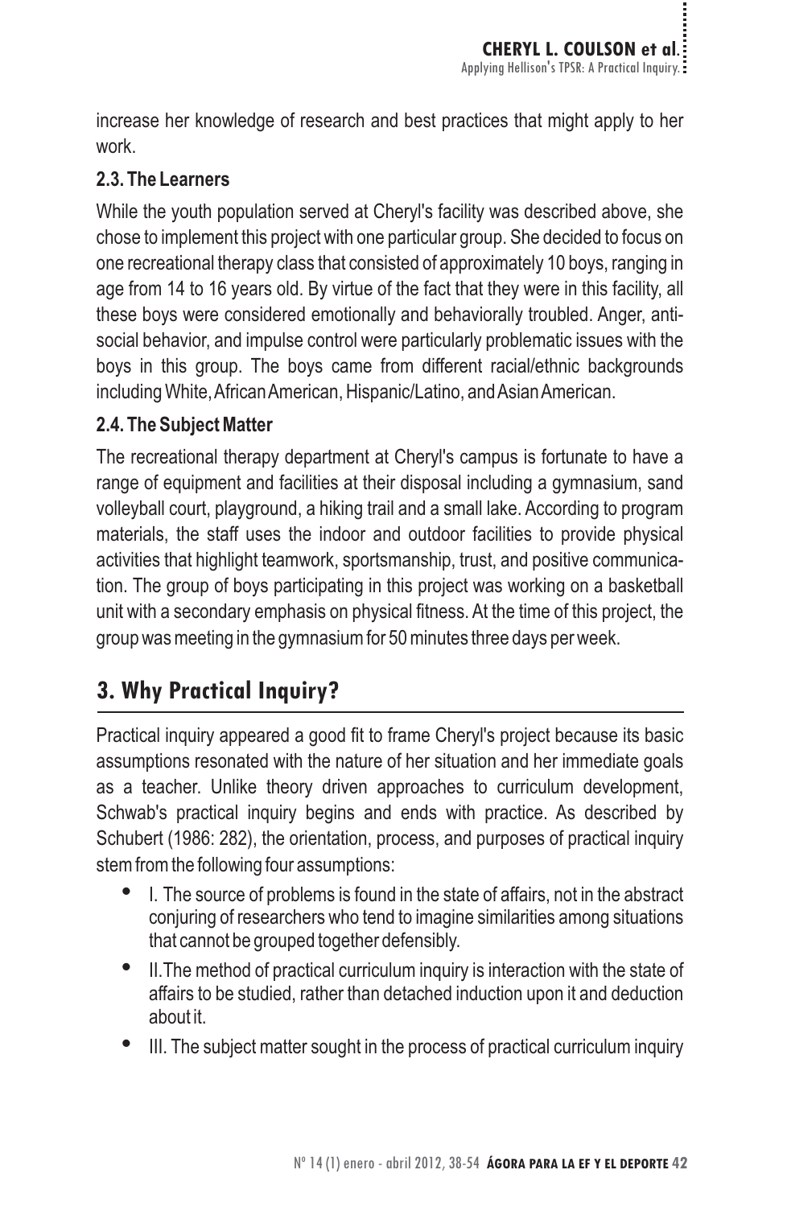increase her knowledge of research and best practices that might apply to her work.

### 2.3. The Learners

While the youth population served at Cheryl's facility was described above, she chose to implement this project with one particular group. She decided to focus on one recreational therapy class that consisted of approximately 10 boys, ranging in age from 14 to 16 years old. By virtue of the fact that they were in this facility, all these boys were considered emotionally and behaviorally troubled. Anger, anti-social behavior, and impulse control were particularly problematic issues with the boys in this group. The boys came from different racial/ethnic backgrounds including White, African American, Hispanic/Latino, and Asian American.

### 2.4. The Subject Matter

The recreational therapy department at Cheryl's campus is fortunate to have a range of equipment and facilities at their disposal including a gymnasium, sand volleyball court, playground, a hiking trail and a small lake. According to program materials, the staff uses the indoor and outdoor facilities to provide physical activities that highlight teamwork, sportsmanship, trust, and positive communication. The group of boys participating in this project was working on a basketball unit with a secondary emphasis on physical fitness. At the time of this project, the group was meeting in the gymnasium for 50 minutes three days per week.

## 3. Why Practical Inquiry?

Practical inquiry appeared a good fit to frame Cheryl's project because its basic assumptions resonated with the nature of her situation and her immediate goals as a teacher. Unlike theory driven approaches to curriculum development, Schwab's practical inquiry begins and ends with practice. As described by Schubert (1986: 282), the orientation, process, and purposes of practical inquiry stem from the following four assumptions:

- I. The source of problems is found in the state of affairs, not in the abstract conjuring of researchers who tend to imagine similarities among situations that cannot be grouped together defensibly.
- II. The method of practical curriculum inquiry is interaction with the state of affairs to be studied, rather than detached induction upon it and deduction about it.
- III. The subject matter sought in the process of practical curriculum inquiry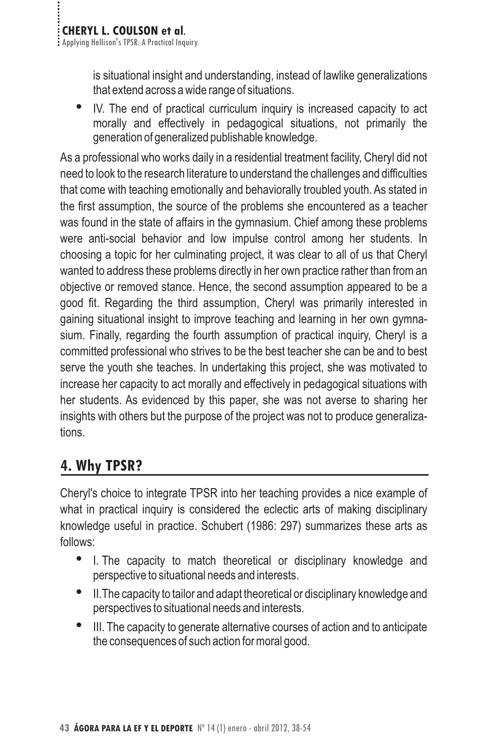is situational insight and understanding, instead of lawlike generalizations that extend across a wide range of situations.

- IV. The end of practical curriculum inquiry is increased capacity to act morally and effectively in pedagogical situations, not primarily the generation of generalized publishable knowledge.

As a professional who works daily in a residential treatment facility, Cheryl did not need to look to the research literature to understand the challenges and difficulties that come with teaching emotionally and behaviorally troubled youth. As stated in the first assumption, the source of the problems she encountered as a teacher was found in the state of affairs in the gymnasium. Chief among these problems were anti-social behavior and low impulse control among her students. In choosing a topic for her culminating project, it was clear to all of us that Cheryl wanted to address these problems directly in her own practice rather than from an objective or removed stance. Hence, the second assumption appeared to be a good fit. Regarding the third assumption, Cheryl was primarily interested in gaining situational insight to improve teaching and learning in her own gymnasium. Finally, regarding the fourth assumption of practical inquiry, Cheryl is a committed professional who strives to be the best teacher she can be and to best serve the youth she teaches. In undertaking this project, she was motivated to increase her capacity to act morally and effectively in pedagogical situations with her students. As evidenced by this paper, she was not averse to sharing her insights with others but the purpose of the project was not to produce generalizations.

## 4. Why TPSR?

Cheryl's choice to integrate TPSR into her teaching provides a nice example of what in practical inquiry is considered the eclectic arts of making disciplinary knowledge useful in practice. Schubert (1986: 297) summarizes these arts as follows:

- I. The capacity to match theoretical or disciplinary knowledge and perspective to situational needs and interests.
- II. The capacity to tailor and adapt theoretical or disciplinary knowledge and perspectives to situational needs and interests.
- III. The capacity to generate alternative courses of action and to anticipate the consequences of such action for moral good.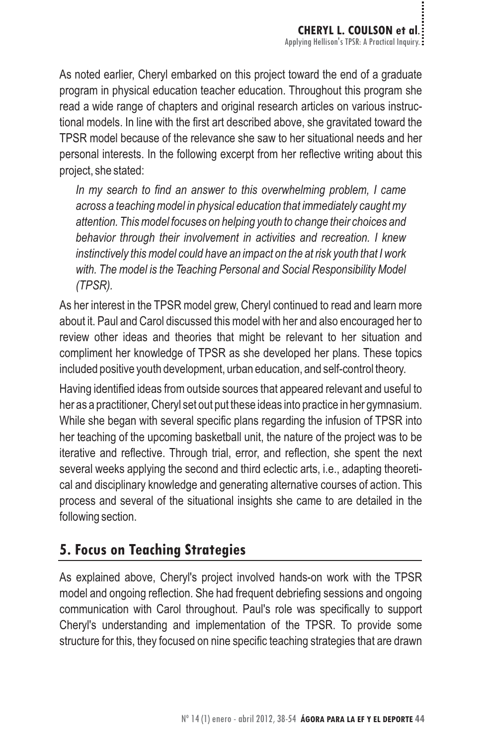As noted earlier, Cheryl embarked on this project toward the end of a graduate program in physical education teacher education. Throughout this program she read a wide range of chapters and original research articles on various instructional models. In line with the first art described above, she gravitated toward the TPSR model because of the relevance she saw to her situational needs and her personal interests. In the following excerpt from her reflective writing about this project, she stated:

> *In my search to find an answer to this overwhelming problem, I came across a teaching model in physical education that immediately caught my attention. This model focuses on helping youth to change their choices and behavior through their involvement in activities and recreation. I knew instinctively this model could have an impact on the at risk youth that I work with. The model is the Teaching Personal and Social Responsibility Model (TPSR).*

As her interest in the TPSR model grew, Cheryl continued to read and learn more about it. Paul and Carol discussed this model with her and also encouraged her to review other ideas and theories that might be relevant to her situation and compliment her knowledge of TPSR as she developed her plans. These topics included positive youth development, urban education, and self-control theory.

Having identified ideas from outside sources that appeared relevant and useful to her as a practitioner, Cheryl set out put these ideas into practice in her gymnasium. While she began with several specific plans regarding the infusion of TPSR into her teaching of the upcoming basketball unit, the nature of the project was to be iterative and reflective. Through trial, error, and reflection, she spent the next several weeks applying the second and third eclectic arts, i.e., adapting theoretical and disciplinary knowledge and generating alternative courses of action. This process and several of the situational insights she came to are detailed in the following section.

## 5. Focus on Teaching Strategies

As explained above, Cheryl's project involved hands-on work with the TPSR model and ongoing reflection. She had frequent debriefing sessions and ongoing communication with Carol throughout. Paul's role was specifically to support Cheryl's understanding and implementation of the TPSR. To provide some structure for this, they focused on nine specific teaching strategies that are drawn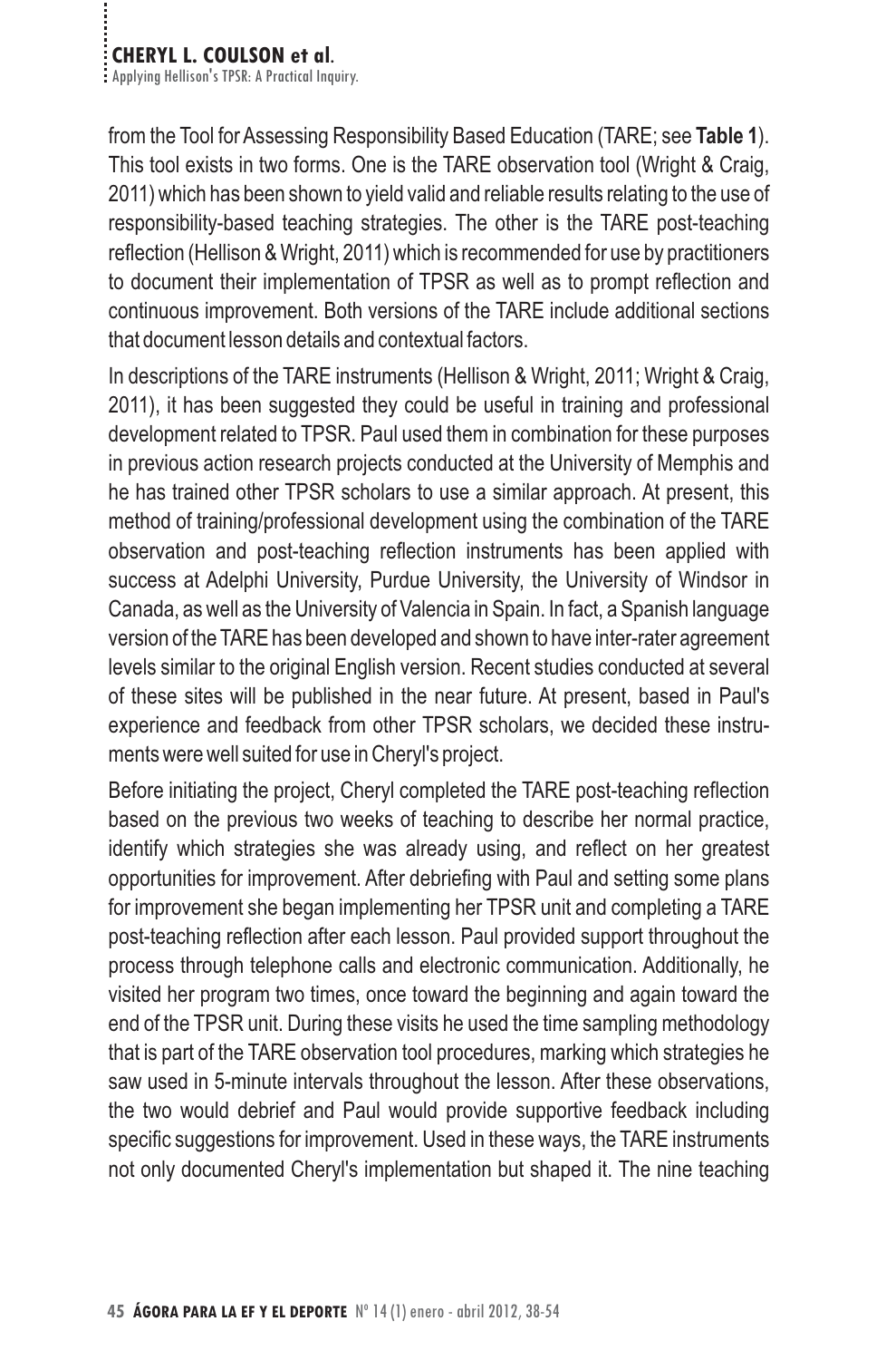from the Tool for Assessing Responsibility Based Education (TARE; see **Table 1**). This tool exists in two forms. One is the TARE observation tool (Wright & Craig, 2011) which has been shown to yield valid and reliable results relating to the use of responsibility-based teaching strategies. The other is the TARE post-teaching reflection (Hellison & Wright, 2011) which is recommended for use by practitioners to document their implementation of TPSR as well as to prompt reflection and continuous improvement. Both versions of the TARE include additional sections that document lesson details and contextual factors.

In descriptions of the TARE instruments (Hellison & Wright, 2011; Wright & Craig, 2011), it has been suggested they could be useful in training and professional development related to TPSR. Paul used them in combination for these purposes in previous action research projects conducted at the University of Memphis and he has trained other TPSR scholars to use a similar approach. At present, this method of training/professional development using the combination of the TARE observation and post-teaching reflection instruments has been applied with success at Adelphi University, Purdue University, the University of Windsor in Canada, as well as the University of Valencia in Spain. In fact, a Spanish language version of the TARE has been developed and shown to have inter-rater agreement levels similar to the original English version. Recent studies conducted at several of these sites will be published in the near future. At present, based in Paul's experience and feedback from other TPSR scholars, we decided these instruments were well suited for use in Cheryl's project.

Before initiating the project, Cheryl completed the TARE post-teaching reflection based on the previous two weeks of teaching to describe her normal practice, identify which strategies she was already using, and reflect on her greatest opportunities for improvement. After debriefing with Paul and setting some plans for improvement she began implementing her TPSR unit and completing a TARE post-teaching reflection after each lesson. Paul provided support throughout the process through telephone calls and electronic communication. Additionally, he visited her program two times, once toward the beginning and again toward the end of the TPSR unit. During these visits he used the time sampling methodology that is part of the TARE observation tool procedures, marking which strategies he saw used in 5-minute intervals throughout the lesson. After these observations, the two would debrief and Paul would provide supportive feedback including specific suggestions for improvement. Used in these ways, the TARE instruments not only documented Cheryl's implementation but shaped it. The nine teaching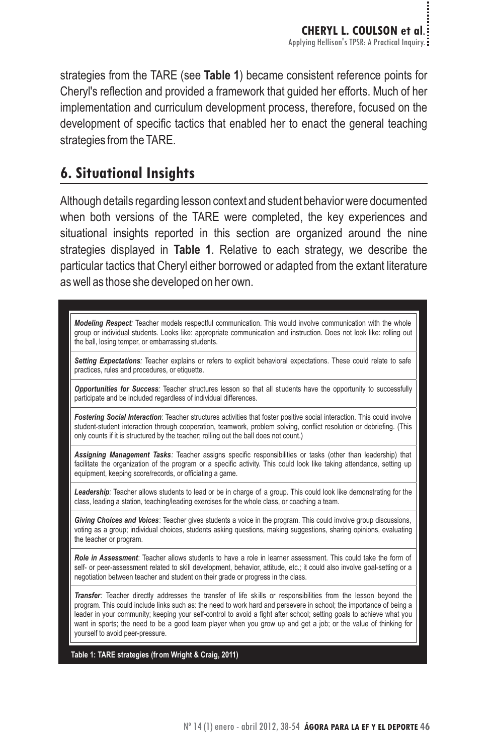strategies from the TARE (see **Table 1**) became consistent reference points for Cheryl's reflection and provided a framework that guided her efforts. Much of her implementation and curriculum development process, therefore, focused on the development of specific tactics that enabled her to enact the general teaching strategies from the TARE.

## 6. Situational Insights

Although details regarding lesson context and student behavior were documented when both versions of the TARE were completed, the key experiences and situational insights reported in this section are organized around the nine strategies displayed in **Table 1**. Relative to each strategy, we describe the particular tactics that Cheryl either borrowed or adapted from the extant literature as well as those she developed on her own.

| |
|---|
| ***Modeling Respect**:* Teacher models respectful communication. This would involve communication with the whole group or individual students. Looks like: appropriate communication and instruction. Does not look like: rolling out the ball, losing temper, or embarrassing students. |
| ***Setting Expectations**:* Teacher explains or refers to explicit behavioral expectations. These could relate to safe practices, rules and procedures, or etiquette. |
| ***Opportunities for Success**:* Teacher structures lesson so that all students have the opportunity to successfully participate and be included regardless of individual differences. |
| ***Fostering Social Interaction***: Teacher structures activities that foster positive social interaction. This could involve student-student interaction through cooperation, teamwork, problem solving, conflict resolution or debriefing. (This only counts if it is structured by the teacher; rolling out the ball does not count.) |
| ***Assigning Management Tasks**:* Teacher assigns specific responsibilities or tasks (other than leadership) that facilitate the organization of the program or a specific activity. This could look like taking attendance, setting up equipment, keeping score/records, or officiating a game. |
| ***Leadership**:* Teacher allows students to lead or be in charge of a group. This could look like demonstrating for the class, leading a station, teaching/leading exercises for the whole class, or coaching a team. |
| ***Giving Choices and Voices***: Teacher gives students a voice in the program. This could involve group discussions, voting as a group; individual choices, students asking questions, making suggestions, sharing opinions, evaluating the teacher or program. |
| ***Role in Assessment***: Teacher allows students to have a role in learner assessment. This could take the form of self- or peer-assessment related to skill development, behavior, attitude, etc.; it could also involve goal-setting or a negotiation between teacher and student on their grade or progress in the class. |
| ***Transfer**:* Teacher directly addresses the transfer of life skills or responsibilities from the lesson beyond the program. This could include links such as: the need to work hard and persevere in school; the importance of being a leader in your community; keeping your self-control to avoid a fight after school; setting goals to achieve what you want in sports; the need to be a good team player when you grow up and get a job; or the value of thinking for yourself to avoid peer-pressure. |

**Table 1: TARE strategies (from Wright & Craig, 2011)**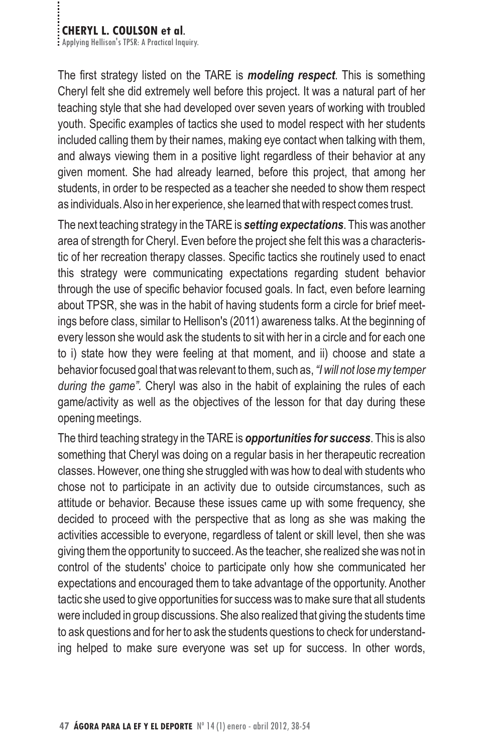The first strategy listed on the TARE is ***modeling respect***. This is something Cheryl felt she did extremely well before this project. It was a natural part of her teaching style that she had developed over seven years of working with troubled youth. Specific examples of tactics she used to model respect with her students included calling them by their names, making eye contact when talking with them, and always viewing them in a positive light regardless of their behavior at any given moment. She had already learned, before this project, that among her students, in order to be respected as a teacher she needed to show them respect as individuals. Also in her experience, she learned that with respect comes trust.

The next teaching strategy in the TARE is ***setting expectations***. This was another area of strength for Cheryl. Even before the project she felt this was a characteristic of her recreation therapy classes. Specific tactics she routinely used to enact this strategy were communicating expectations regarding student behavior through the use of specific behavior focused goals. In fact, even before learning about TPSR, she was in the habit of having students form a circle for brief meetings before class, similar to Hellison's (2011) awareness talks. At the beginning of every lesson she would ask the students to sit with her in a circle and for each one to i) state how they were feeling at that moment, and ii) choose and state a behavior focused goal that was relevant to them, such as, *"I will not lose my temper during the game".* Cheryl was also in the habit of explaining the rules of each game/activity as well as the objectives of the lesson for that day during these opening meetings.

The third teaching strategy in the TARE is ***opportunities for success***. This is also something that Cheryl was doing on a regular basis in her therapeutic recreation classes. However, one thing she struggled with was how to deal with students who chose not to participate in an activity due to outside circumstances, such as attitude or behavior. Because these issues came up with some frequency, she decided to proceed with the perspective that as long as she was making the activities accessible to everyone, regardless of talent or skill level, then she was giving them the opportunity to succeed. As the teacher, she realized she was not in control of the students' choice to participate only how she communicated her expectations and encouraged them to take advantage of the opportunity. Another tactic she used to give opportunities for success was to make sure that all students were included in group discussions. She also realized that giving the students time to ask questions and for her to ask the students questions to check for understanding helped to make sure everyone was set up for success. In other words,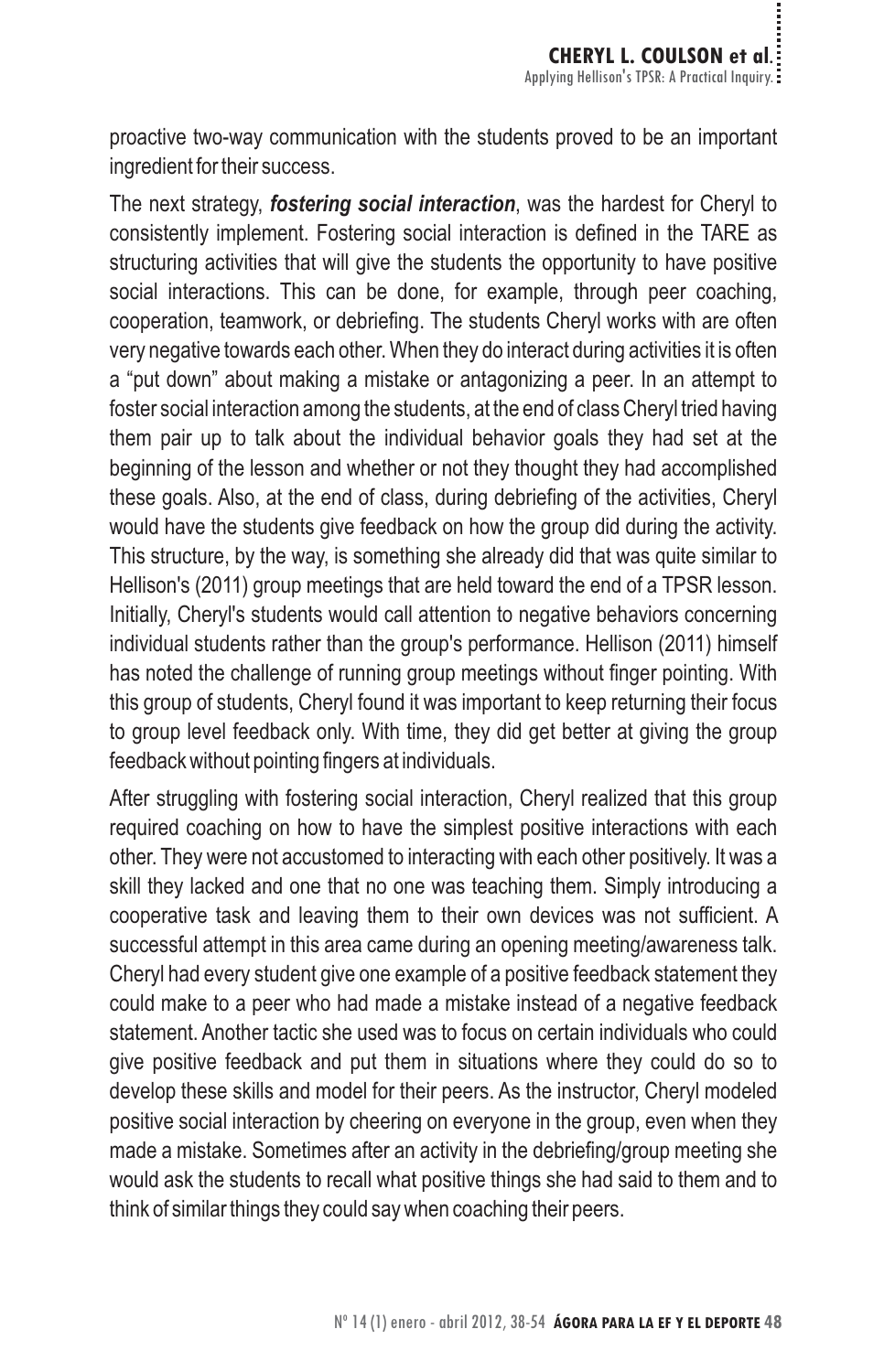proactive two-way communication with the students proved to be an important ingredient for their success.

The next strategy, ***fostering social interaction***, was the hardest for Cheryl to consistently implement. Fostering social interaction is defined in the TARE as structuring activities that will give the students the opportunity to have positive social interactions. This can be done, for example, through peer coaching, cooperation, teamwork, or debriefing. The students Cheryl works with are often very negative towards each other. When they do interact during activities it is often a "put down" about making a mistake or antagonizing a peer. In an attempt to foster social interaction among the students, at the end of class Cheryl tried having them pair up to talk about the individual behavior goals they had set at the beginning of the lesson and whether or not they thought they had accomplished these goals. Also, at the end of class, during debriefing of the activities, Cheryl would have the students give feedback on how the group did during the activity. This structure, by the way, is something she already did that was quite similar to Hellison's (2011) group meetings that are held toward the end of a TPSR lesson. Initially, Cheryl's students would call attention to negative behaviors concerning individual students rather than the group's performance. Hellison (2011) himself has noted the challenge of running group meetings without finger pointing. With this group of students, Cheryl found it was important to keep returning their focus to group level feedback only. With time, they did get better at giving the group feedback without pointing fingers at individuals.

After struggling with fostering social interaction, Cheryl realized that this group required coaching on how to have the simplest positive interactions with each other. They were not accustomed to interacting with each other positively. It was a skill they lacked and one that no one was teaching them. Simply introducing a cooperative task and leaving them to their own devices was not sufficient. A successful attempt in this area came during an opening meeting/awareness talk. Cheryl had every student give one example of a positive feedback statement they could make to a peer who had made a mistake instead of a negative feedback statement. Another tactic she used was to focus on certain individuals who could give positive feedback and put them in situations where they could do so to develop these skills and model for their peers. As the instructor, Cheryl modeled positive social interaction by cheering on everyone in the group, even when they made a mistake. Sometimes after an activity in the debriefing/group meeting she would ask the students to recall what positive things she had said to them and to think of similar things they could say when coaching their peers.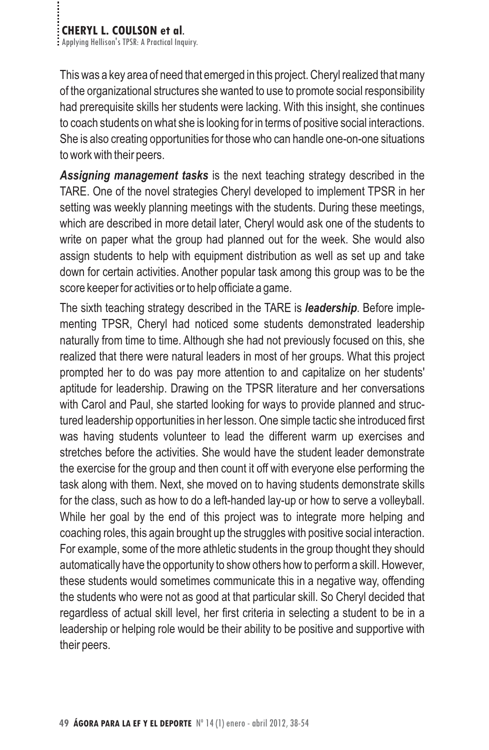This was a key area of need that emerged in this project. Cheryl realized that many of the organizational structures she wanted to use to promote social responsibility had prerequisite skills her students were lacking. With this insight, she continues to coach students on what she is looking for in terms of positive social interactions. She is also creating opportunities for those who can handle one-on-one situations to work with their peers.

***Assigning management tasks*** is the next teaching strategy described in the TARE. One of the novel strategies Cheryl developed to implement TPSR in her setting was weekly planning meetings with the students. During these meetings, which are described in more detail later, Cheryl would ask one of the students to write on paper what the group had planned out for the week. She would also assign students to help with equipment distribution as well as set up and take down for certain activities. Another popular task among this group was to be the score keeper for activities or to help officiate a game.

The sixth teaching strategy described in the TARE is ***leadership***. Before implementing TPSR, Cheryl had noticed some students demonstrated leadership naturally from time to time. Although she had not previously focused on this, she realized that there were natural leaders in most of her groups. What this project prompted her to do was pay more attention to and capitalize on her students' aptitude for leadership. Drawing on the TPSR literature and her conversations with Carol and Paul, she started looking for ways to provide planned and structured leadership opportunities in her lesson. One simple tactic she introduced first was having students volunteer to lead the different warm up exercises and stretches before the activities. She would have the student leader demonstrate the exercise for the group and then count it off with everyone else performing the task along with them. Next, she moved on to having students demonstrate skills for the class, such as how to do a left-handed lay-up or how to serve a volleyball. While her goal by the end of this project was to integrate more helping and coaching roles, this again brought up the struggles with positive social interaction. For example, some of the more athletic students in the group thought they should automatically have the opportunity to show others how to perform a skill. However, these students would sometimes communicate this in a negative way, offending the students who were not as good at that particular skill. So Cheryl decided that regardless of actual skill level, her first criteria in selecting a student to be in a leadership or helping role would be their ability to be positive and supportive with their peers.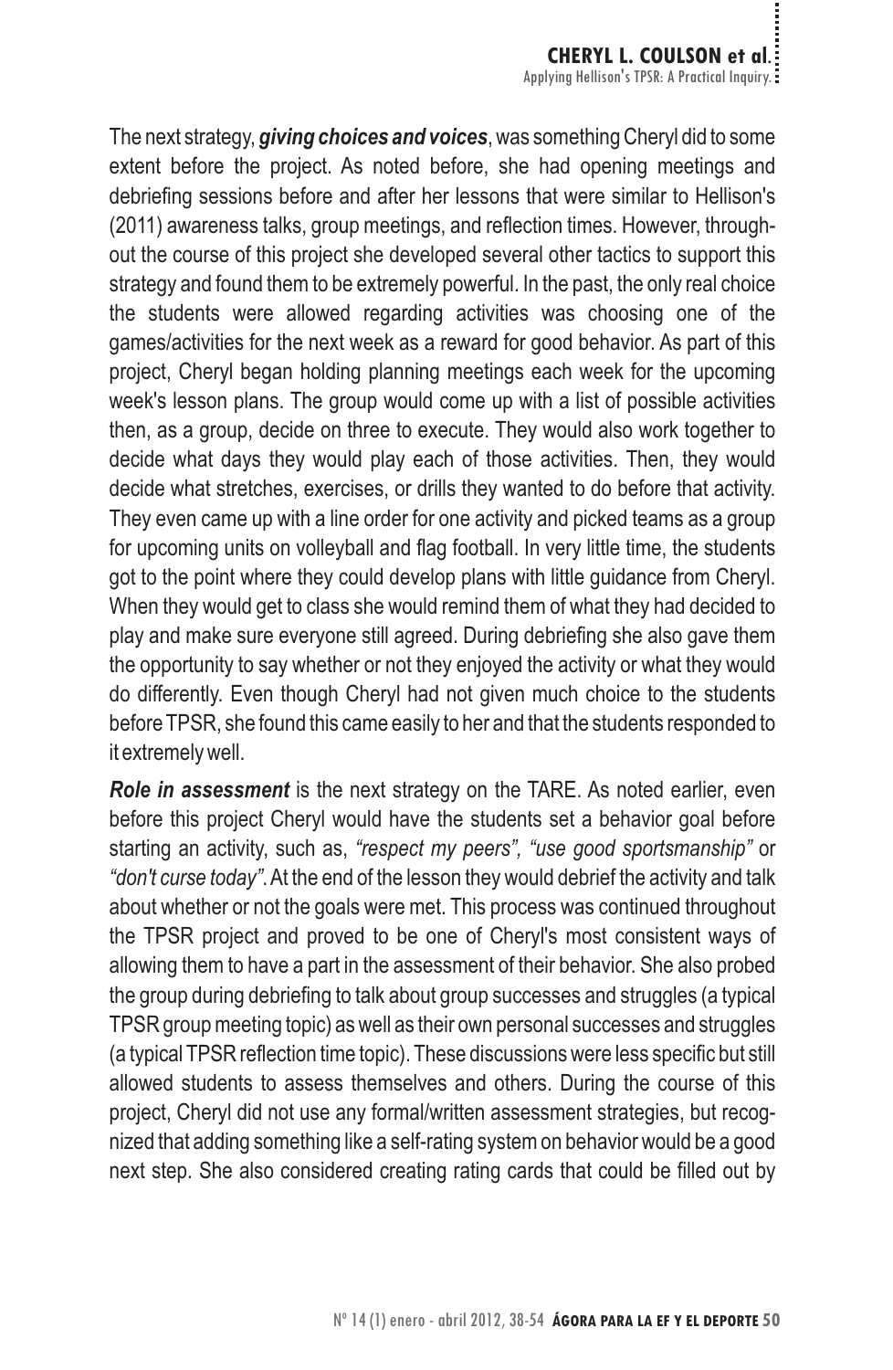The next strategy, ***giving choices and voices***, was something Cheryl did to some extent before the project. As noted before, she had opening meetings and debriefing sessions before and after her lessons that were similar to Hellison's (2011) awareness talks, group meetings, and reflection times. However, throughout the course of this project she developed several other tactics to support this strategy and found them to be extremely powerful. In the past, the only real choice the students were allowed regarding activities was choosing one of the games/activities for the next week as a reward for good behavior. As part of this project, Cheryl began holding planning meetings each week for the upcoming week's lesson plans. The group would come up with a list of possible activities then, as a group, decide on three to execute. They would also work together to decide what days they would play each of those activities. Then, they would decide what stretches, exercises, or drills they wanted to do before that activity. They even came up with a line order for one activity and picked teams as a group for upcoming units on volleyball and flag football. In very little time, the students got to the point where they could develop plans with little guidance from Cheryl. When they would get to class she would remind them of what they had decided to play and make sure everyone still agreed. During debriefing she also gave them the opportunity to say whether or not they enjoyed the activity or what they would do differently. Even though Cheryl had not given much choice to the students before TPSR, she found this came easily to her and that the students responded to it extremely well.

***Role in assessment*** is the next strategy on the TARE. As noted earlier, even before this project Cheryl would have the students set a behavior goal before starting an activity, such as, *"respect my peers", "use good sportsmanship"* or *"don't curse today"*. At the end of the lesson they would debrief the activity and talk about whether or not the goals were met. This process was continued throughout the TPSR project and proved to be one of Cheryl's most consistent ways of allowing them to have a part in the assessment of their behavior. She also probed the group during debriefing to talk about group successes and struggles (a typical TPSR group meeting topic) as well as their own personal successes and struggles (a typical TPSR reflection time topic). These discussions were less specific but still allowed students to assess themselves and others. During the course of this project, Cheryl did not use any formal/written assessment strategies, but recognized that adding something like a self-rating system on behavior would be a good next step. She also considered creating rating cards that could be filled out by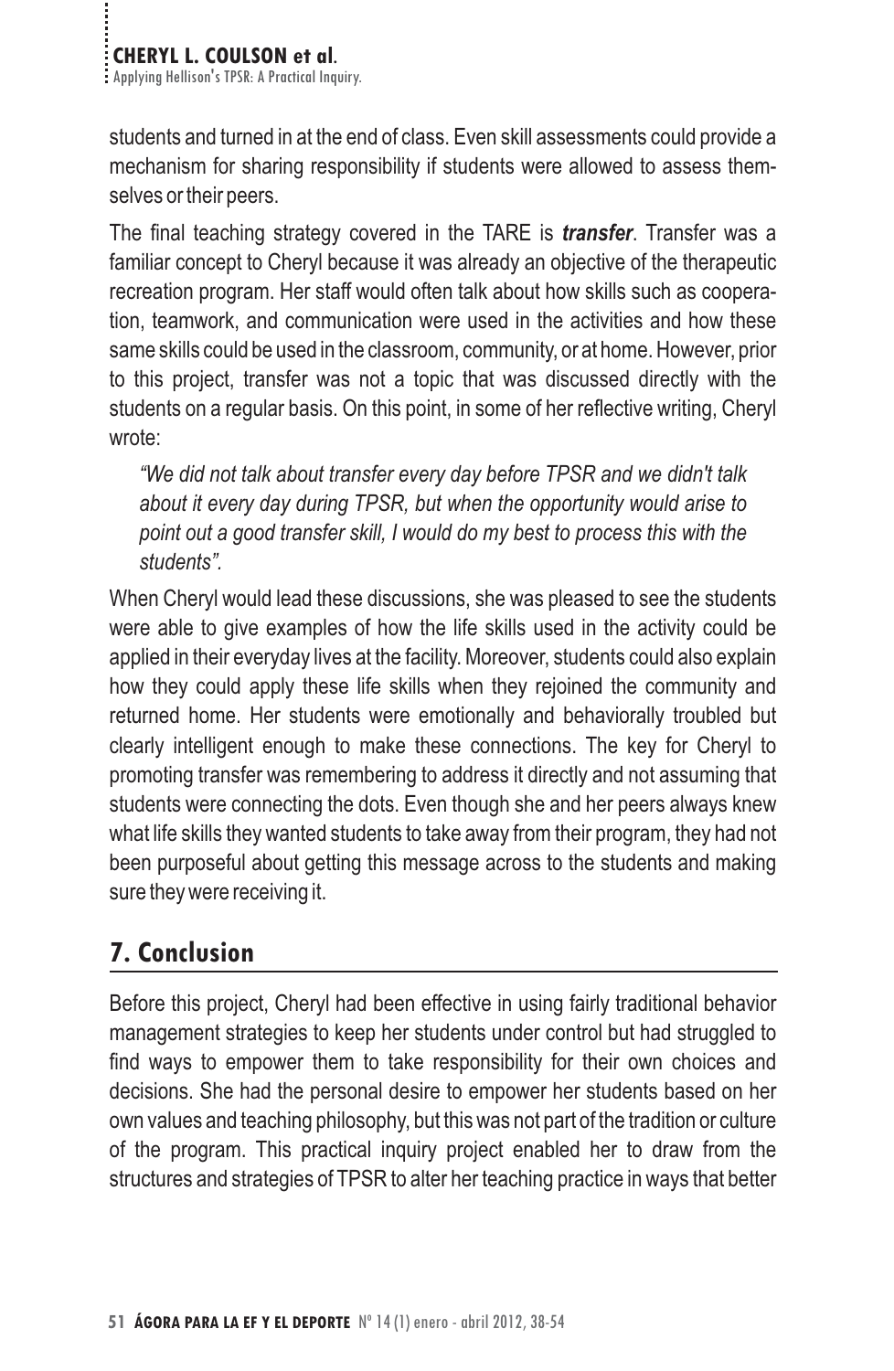students and turned in at the end of class. Even skill assessments could provide a mechanism for sharing responsibility if students were allowed to assess themselves or their peers.

The final teaching strategy covered in the TARE is ***transfer***. Transfer was a familiar concept to Cheryl because it was already an objective of the therapeutic recreation program. Her staff would often talk about how skills such as cooperation, teamwork, and communication were used in the activities and how these same skills could be used in the classroom, community, or at home. However, prior to this project, transfer was not a topic that was discussed directly with the students on a regular basis. On this point, in some of her reflective writing, Cheryl wrote:

> *"We did not talk about transfer every day before TPSR and we didn't talk about it every day during TPSR, but when the opportunity would arise to point out a good transfer skill, I would do my best to process this with the students".*

When Cheryl would lead these discussions, she was pleased to see the students were able to give examples of how the life skills used in the activity could be applied in their everyday lives at the facility. Moreover, students could also explain how they could apply these life skills when they rejoined the community and returned home. Her students were emotionally and behaviorally troubled but clearly intelligent enough to make these connections. The key for Cheryl to promoting transfer was remembering to address it directly and not assuming that students were connecting the dots. Even though she and her peers always knew what life skills they wanted students to take away from their program, they had not been purposeful about getting this message across to the students and making sure they were receiving it.

## 7. Conclusion

Before this project, Cheryl had been effective in using fairly traditional behavior management strategies to keep her students under control but had struggled to find ways to empower them to take responsibility for their own choices and decisions. She had the personal desire to empower her students based on her own values and teaching philosophy, but this was not part of the tradition or culture of the program. This practical inquiry project enabled her to draw from the structures and strategies of TPSR to alter her teaching practice in ways that better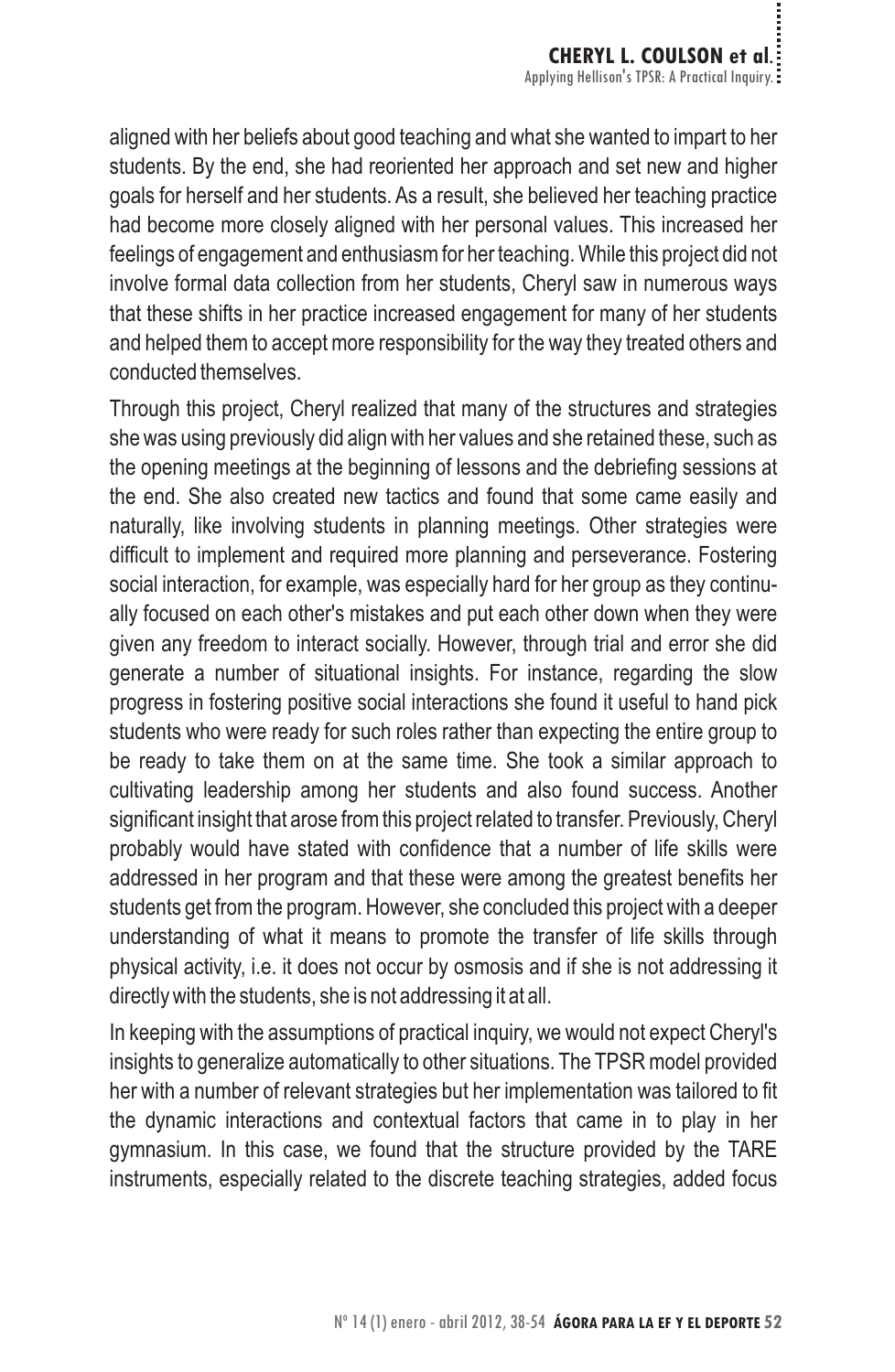aligned with her beliefs about good teaching and what she wanted to impart to her students. By the end, she had reoriented her approach and set new and higher goals for herself and her students. As a result, she believed her teaching practice had become more closely aligned with her personal values. This increased her feelings of engagement and enthusiasm for her teaching. While this project did not involve formal data collection from her students, Cheryl saw in numerous ways that these shifts in her practice increased engagement for many of her students and helped them to accept more responsibility for the way they treated others and conducted themselves.

Through this project, Cheryl realized that many of the structures and strategies she was using previously did align with her values and she retained these, such as the opening meetings at the beginning of lessons and the debriefing sessions at the end. She also created new tactics and found that some came easily and naturally, like involving students in planning meetings. Other strategies were difficult to implement and required more planning and perseverance. Fostering social interaction, for example, was especially hard for her group as they continually focused on each other's mistakes and put each other down when they were given any freedom to interact socially. However, through trial and error she did generate a number of situational insights. For instance, regarding the slow progress in fostering positive social interactions she found it useful to hand pick students who were ready for such roles rather than expecting the entire group to be ready to take them on at the same time. She took a similar approach to cultivating leadership among her students and also found success. Another significant insight that arose from this project related to transfer. Previously, Cheryl probably would have stated with confidence that a number of life skills were addressed in her program and that these were among the greatest benefits her students get from the program. However, she concluded this project with a deeper understanding of what it means to promote the transfer of life skills through physical activity, i.e. it does not occur by osmosis and if she is not addressing it directly with the students, she is not addressing it at all.

In keeping with the assumptions of practical inquiry, we would not expect Cheryl's insights to generalize automatically to other situations. The TPSR model provided her with a number of relevant strategies but her implementation was tailored to fit the dynamic interactions and contextual factors that came in to play in her gymnasium. In this case, we found that the structure provided by the TARE instruments, especially related to the discrete teaching strategies, added focus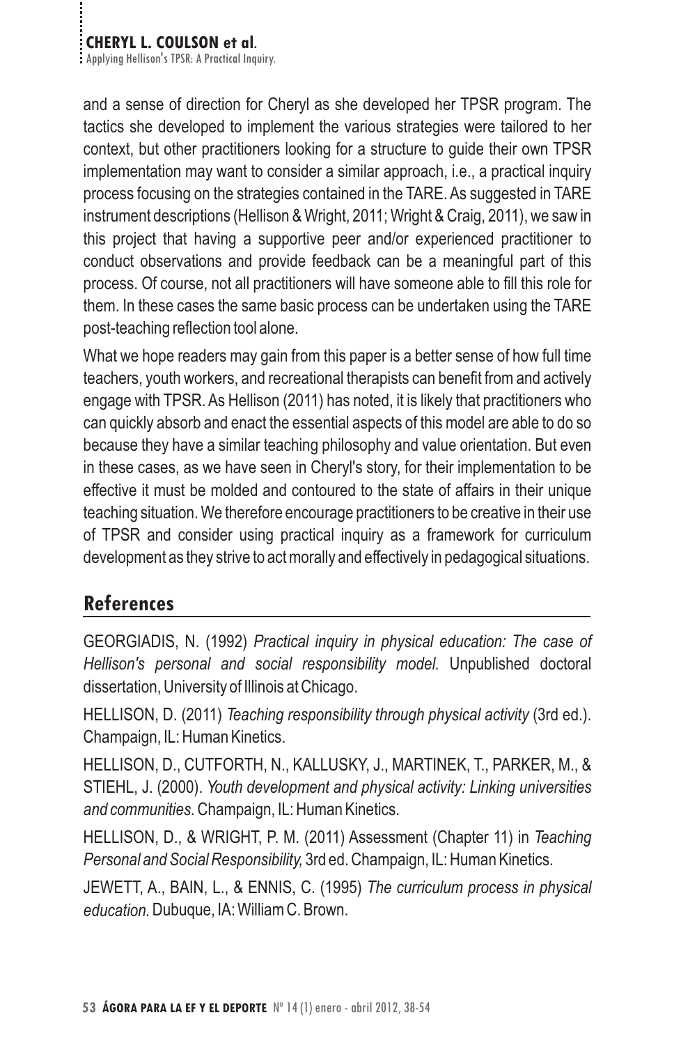and a sense of direction for Cheryl as she developed her TPSR program. The tactics she developed to implement the various strategies were tailored to her context, but other practitioners looking for a structure to guide their own TPSR implementation may want to consider a similar approach, i.e., a practical inquiry process focusing on the strategies contained in the TARE. As suggested in TARE instrument descriptions (Hellison & Wright, 2011; Wright & Craig, 2011), we saw in this project that having a supportive peer and/or experienced practitioner to conduct observations and provide feedback can be a meaningful part of this process. Of course, not all practitioners will have someone able to fill this role for them. In these cases the same basic process can be undertaken using the TARE post-teaching reflection tool alone.

What we hope readers may gain from this paper is a better sense of how full time teachers, youth workers, and recreational therapists can benefit from and actively engage with TPSR. As Hellison (2011) has noted, it is likely that practitioners who can quickly absorb and enact the essential aspects of this model are able to do so because they have a similar teaching philosophy and value orientation. But even in these cases, as we have seen in Cheryl's story, for their implementation to be effective it must be molded and contoured to the state of affairs in their unique teaching situation. We therefore encourage practitioners to be creative in their use of TPSR and consider using practical inquiry as a framework for curriculum development as they strive to act morally and effectively in pedagogical situations.

## References

GEORGIADIS, N. (1992) *Practical inquiry in physical education: The case of Hellison's personal and social responsibility model.* Unpublished doctoral dissertation, University of Illinois at Chicago.

HELLISON, D. (2011) *Teaching responsibility through physical activity* (3rd ed.). Champaign, IL: Human Kinetics.

HELLISON, D., CUTFORTH, N., KALLUSKY, J., MARTINEK, T., PARKER, M., & STIEHL, J. (2000). *Youth development and physical activity: Linking universities and communities.* Champaign, IL: Human Kinetics.

HELLISON, D., & WRIGHT, P. M. (2011) Assessment (Chapter 11) in *Teaching Personal and Social Responsibility,* 3rd ed. Champaign, IL: Human Kinetics.

JEWETT, A., BAIN, L., & ENNIS, C. (1995) *The curriculum process in physical education.* Dubuque, IA: William C. Brown.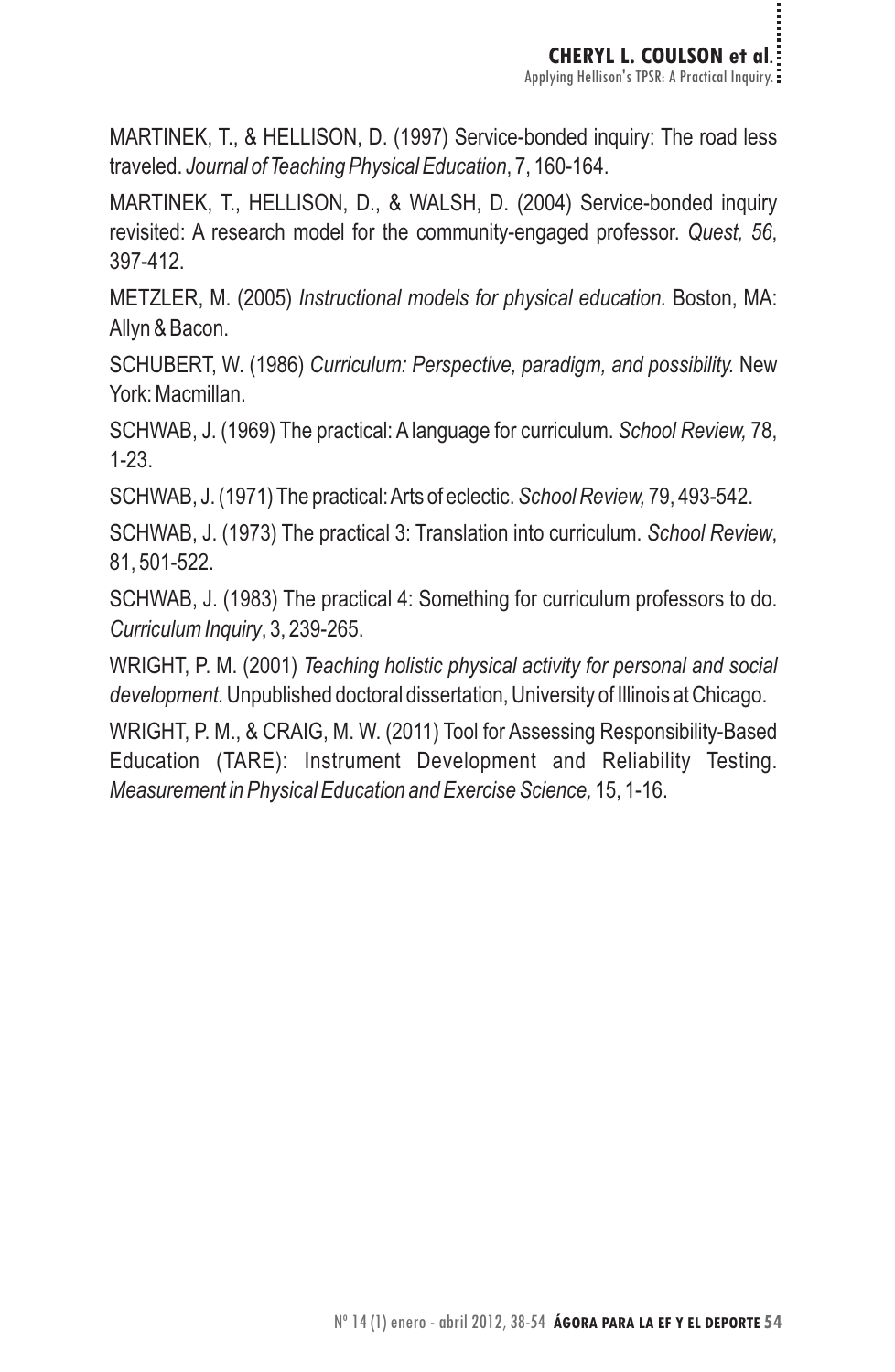MARTINEK, T., & HELLISON, D. (1997) Service-bonded inquiry: The road less traveled. *Journal of Teaching Physical Education*, 7, 160-164.

MARTINEK, T., HELLISON, D., & WALSH, D. (2004) Service-bonded inquiry revisited: A research model for the community-engaged professor. *Quest, 56*, 397-412.

METZLER, M. (2005) *Instructional models for physical education.* Boston, MA: Allyn & Bacon.

SCHUBERT, W. (1986) *Curriculum: Perspective, paradigm, and possibility.* New York: Macmillan.

SCHWAB, J. (1969) The practical: A language for curriculum. *School Review,* 78, 1-23.

SCHWAB, J. (1971) The practical: Arts of eclectic. *School Review,* 79, 493-542.

SCHWAB, J. (1973) The practical 3: Translation into curriculum. *School Review*, 81, 501-522.

SCHWAB, J. (1983) The practical 4: Something for curriculum professors to do. *Curriculum Inquiry*, 3, 239-265.

WRIGHT, P. M. (2001) *Teaching holistic physical activity for personal and social development.* Unpublished doctoral dissertation, University of Illinois at Chicago.

WRIGHT, P. M., & CRAIG, M. W. (2011) Tool for Assessing Responsibility-Based Education (TARE): Instrument Development and Reliability Testing. *Measurement in Physical Education and Exercise Science,* 15, 1-16.